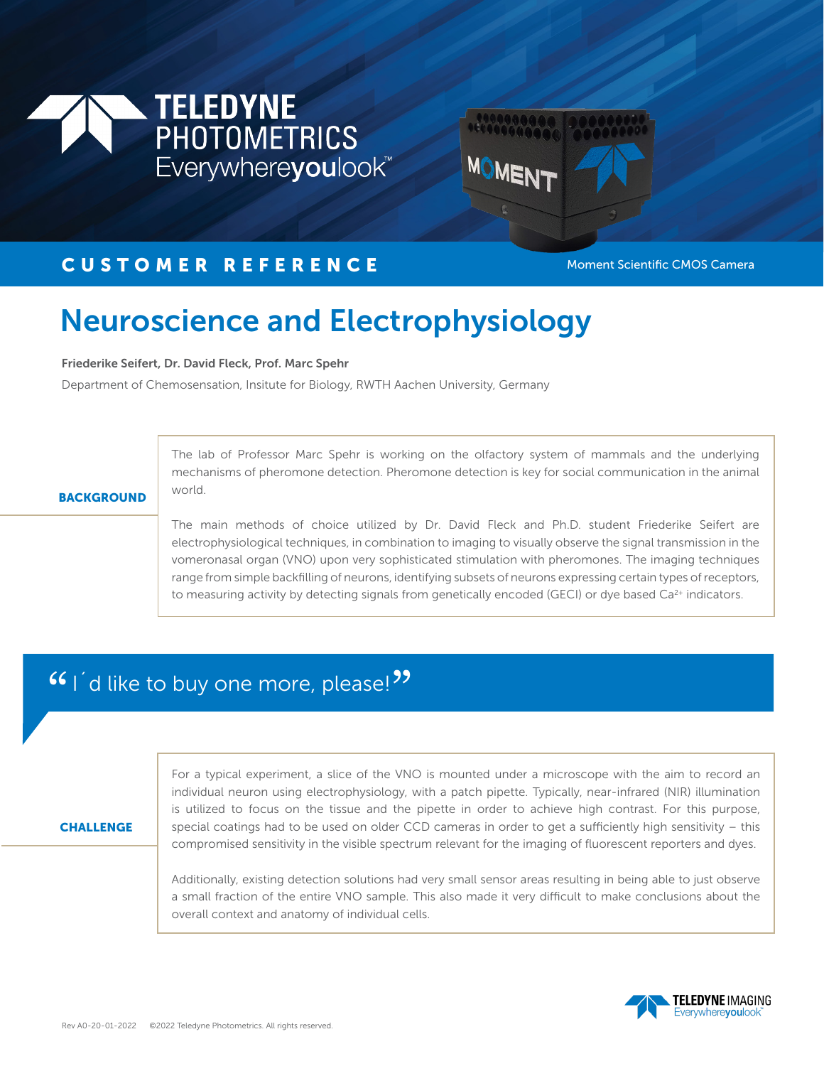TELEDYNE PHOTOMETRICS
Everywhereyoulook™

**CUSTOMER REFERENCE**

Moment Scientific CMOS Camera

# Neuroscience and Electrophysiology

**Friederike Seifert, Dr. David Fleck, Prof. Marc Spehr**

Department of Chemosensation, Insitute for Biology, RWTH Aachen University, Germany

## BACKGROUND

The lab of Professor Marc Spehr is working on the olfactory system of mammals and the underlying mechanisms of pheromone detection. Pheromone detection is key for social communication in the animal world.

The main methods of choice utilized by Dr. David Fleck and Ph.D. student Friederike Seifert are electrophysiological techniques, in combination to imaging to visually observe the signal transmission in the vomeronasal organ (VNO) upon very sophisticated stimulation with pheromones. The imaging techniques range from simple backfilling of neurons, identifying subsets of neurons expressing certain types of receptors, to measuring activity by detecting signals from genetically encoded (GECI) or dye based $Ca^{2+}$ indicators.

> “I´d like to buy one more, please!”

## CHALLENGE

For a typical experiment, a slice of the VNO is mounted under a microscope with the aim to record an individual neuron using electrophysiology, with a patch pipette. Typically, near-infrared (NIR) illumination is utilized to focus on the tissue and the pipette in order to achieve high contrast. For this purpose, special coatings had to be used on older CCD cameras in order to get a sufficiently high sensitivity – this compromised sensitivity in the visible spectrum relevant for the imaging of fluorescent reporters and dyes.

Additionally, existing detection solutions had very small sensor areas resulting in being able to just observe a small fraction of the entire VNO sample. This also made it very difficult to make conclusions about the overall context and anatomy of individual cells.

TELEDYNE IMAGING
Everywhereyoulook™

Rev A0-20-01-2022 ©2022 Teledyne Photometrics. All rights reserved.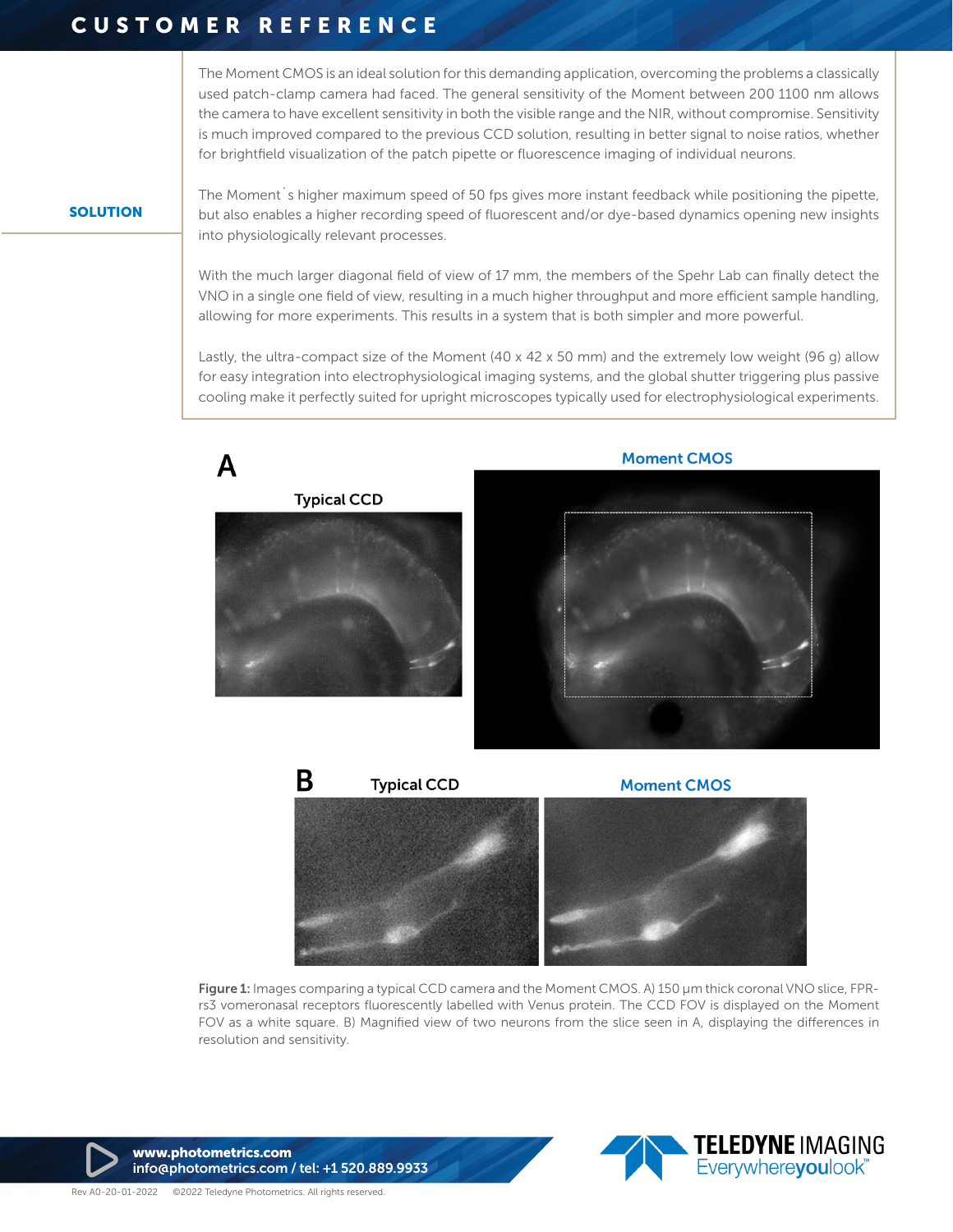## SOLUTION

The Moment CMOS is an ideal solution for this demanding application, overcoming the problems a classically used patch-clamp camera had faced. The general sensitivity of the Moment between 200 1100 nm allows the camera to have excellent sensitivity in both the visible range and the NIR, without compromise. Sensitivity is much improved compared to the previous CCD solution, resulting in better signal to noise ratios, whether for brightfield visualization of the patch pipette or fluorescence imaging of individual neurons.

The Moment´s higher maximum speed of 50 fps gives more instant feedback while positioning the pipette, but also enables a higher recording speed of fluorescent and/or dye-based dynamics opening new insights into physiologically relevant processes.

With the much larger diagonal field of view of 17 mm, the members of the Spehr Lab can finally detect the VNO in a single one field of view, resulting in a much higher throughput and more efficient sample handling, allowing for more experiments. This results in a system that is both simpler and more powerful.

Lastly, the ultra-compact size of the Moment (40 x 42 x 50 mm) and the extremely low weight (96 g) allow for easy integration into electrophysiological imaging systems, and the global shutter triggering plus passive cooling make it perfectly suited for upright microscopes typically used for electrophysiological experiments.

A

Typical CCD

Moment CMOS

B

Typical CCD

Moment CMOS

**Figure 1:** Images comparing a typical CCD camera and the Moment CMOS. A) 150 µm thick coronal VNO slice, FPR-rs3 vomeronasal receptors fluorescently labelled with Venus protein. The CCD FOV is displayed on the Moment FOV as a white square. B) Magnified view of two neurons from the slice seen in A, displaying the differences in resolution and sensitivity.